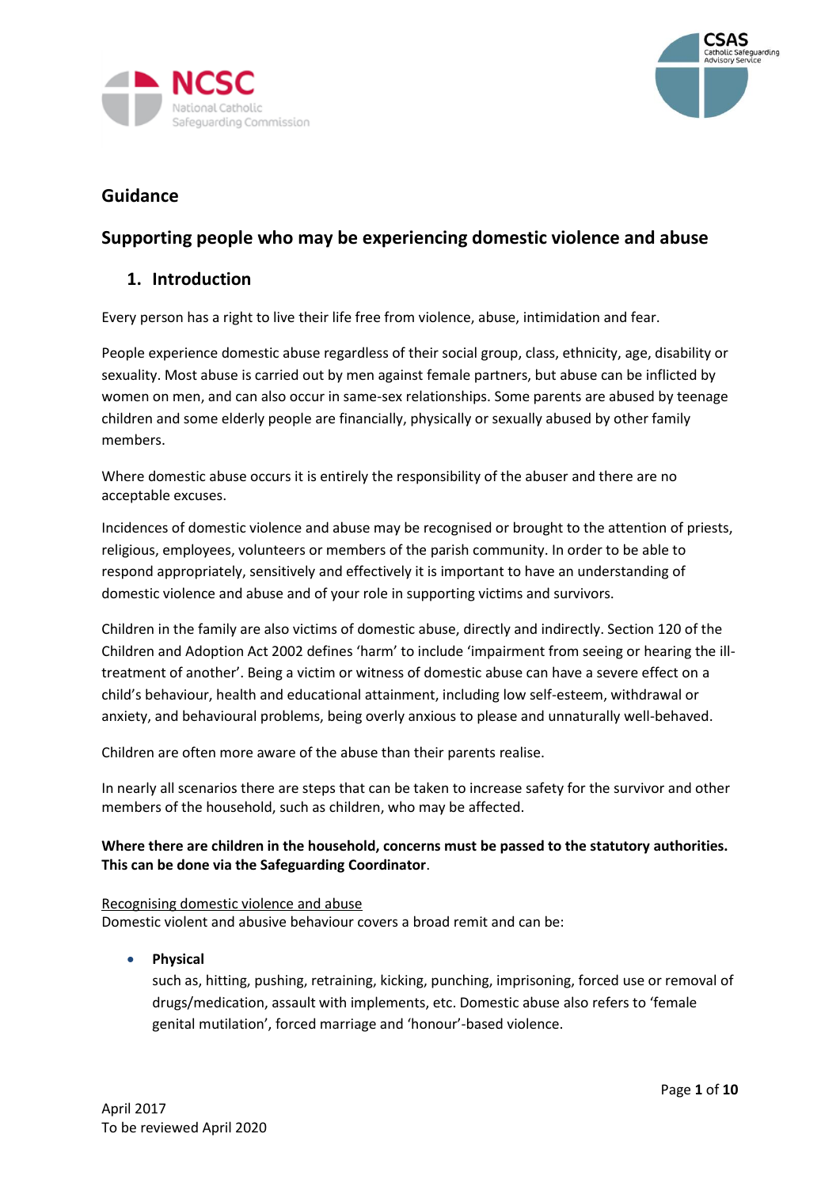## Guidance

## Supporting people who may be experiencing domestic violence and abuse

### 1. Introduction

Every person has a right to live their life free from violence, abuse, intimidation and fear.

People experience domestic abuse regardless of their social group, class, ethnicity, age, disability or sexuality. Most abuse is carried out by men against female partners, but abuse can be inflicted by women on men, and can also occur in same-sex relationships. Some parents are abused by teenage children and some elderly people are financially, physically or sexually abused by other family members.

Where domestic abuse occurs it is entirely the responsibility of the abuser and there are no acceptable excuses.

Incidences of domestic violence and abuse may be recognised or brought to the attention of priests, religious, employees, volunteers or members of the parish community. In order to be able to respond appropriately, sensitively and effectively it is important to have an understanding of domestic violence and abuse and of your role in supporting victims and survivors.

Children in the family are also victims of domestic abuse, directly and indirectly. Section 120 of the Children and Adoption Act 2002 defines 'harm' to include 'impairment from seeing or hearing the ill-treatment of another'. Being a victim or witness of domestic abuse can have a severe effect on a child's behaviour, health and educational attainment, including low self-esteem, withdrawal or anxiety, and behavioural problems, being overly anxious to please and unnaturally well-behaved.

Children are often more aware of the abuse than their parents realise.

In nearly all scenarios there are steps that can be taken to increase safety for the survivor and other members of the household, such as children, who may be affected.

**Where there are children in the household, concerns must be passed to the statutory authorities. This can be done via the Safeguarding Coordinator**.

Recognising domestic violence and abuse
Domestic violent and abusive behaviour covers a broad remit and can be:

- **Physical**
  such as, hitting, pushing, retraining, kicking, punching, imprisoning, forced use or removal of drugs/medication, assault with implements, etc. Domestic abuse also refers to 'female genital mutilation', forced marriage and 'honour'-based violence.

April 2017
To be reviewed April 2020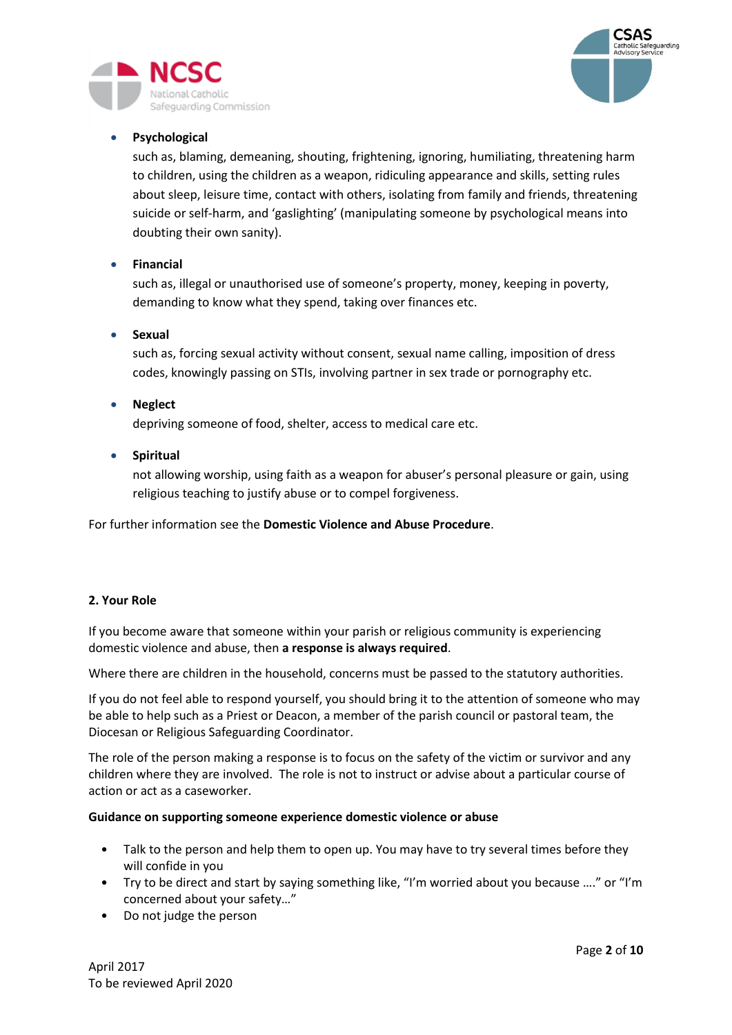- **Psychological**
  such as, blaming, demeaning, shouting, frightening, ignoring, humiliating, threatening harm to children, using the children as a weapon, ridiculing appearance and skills, setting rules about sleep, leisure time, contact with others, isolating from family and friends, threatening suicide or self-harm, and 'gaslighting' (manipulating someone by psychological means into doubting their own sanity).

- **Financial**
  such as, illegal or unauthorised use of someone's property, money, keeping in poverty, demanding to know what they spend, taking over finances etc.

- **Sexual**
  such as, forcing sexual activity without consent, sexual name calling, imposition of dress codes, knowingly passing on STIs, involving partner in sex trade or pornography etc.

- **Neglect**
  depriving someone of food, shelter, access to medical care etc.

- **Spiritual**
  not allowing worship, using faith as a weapon for abuser's personal pleasure or gain, using religious teaching to justify abuse or to compel forgiveness.

For further information see the **Domestic Violence and Abuse Procedure**.

## 2. Your Role

If you become aware that someone within your parish or religious community is experiencing domestic violence and abuse, then **a response is always required**.

Where there are children in the household, concerns must be passed to the statutory authorities.

If you do not feel able to respond yourself, you should bring it to the attention of someone who may be able to help such as a Priest or Deacon, a member of the parish council or pastoral team, the Diocesan or Religious Safeguarding Coordinator.

The role of the person making a response is to focus on the safety of the victim or survivor and any children where they are involved. The role is not to instruct or advise about a particular course of action or act as a caseworker.

**Guidance on supporting someone experience domestic violence or abuse**

- Talk to the person and help them to open up. You may have to try several times before they will confide in you
- Try to be direct and start by saying something like, "I'm worried about you because ...." or "I'm concerned about your safety..."
- Do not judge the person

April 2017
To be reviewed April 2020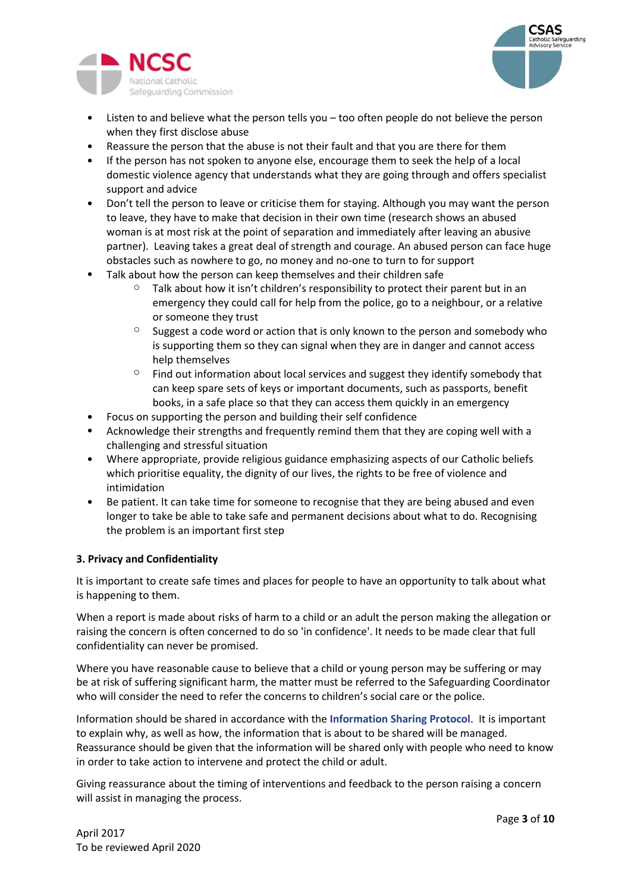- Listen to and believe what the person tells you – too often people do not believe the person when they first disclose abuse
- Reassure the person that the abuse is not their fault and that you are there for them
- If the person has not spoken to anyone else, encourage them to seek the help of a local domestic violence agency that understands what they are going through and offers specialist support and advice
- Don't tell the person to leave or criticise them for staying. Although you may want the person to leave, they have to make that decision in their own time (research shows an abused woman is at most risk at the point of separation and immediately after leaving an abusive partner). Leaving takes a great deal of strength and courage. An abused person can face huge obstacles such as nowhere to go, no money and no-one to turn to for support
- Talk about how the person can keep themselves and their children safe
  - Talk about how it isn't children's responsibility to protect their parent but in an emergency they could call for help from the police, go to a neighbour, or a relative or someone they trust
  - Suggest a code word or action that is only known to the person and somebody who is supporting them so they can signal when they are in danger and cannot access help themselves
  - Find out information about local services and suggest they identify somebody that can keep spare sets of keys or important documents, such as passports, benefit books, in a safe place so that they can access them quickly in an emergency
- Focus on supporting the person and building their self confidence
- Acknowledge their strengths and frequently remind them that they are coping well with a challenging and stressful situation
- Where appropriate, provide religious guidance emphasizing aspects of our Catholic beliefs which prioritise equality, the dignity of our lives, the rights to be free of violence and intimidation
- Be patient. It can take time for someone to recognise that they are being abused and even longer to take be able to take safe and permanent decisions about what to do. Recognising the problem is an important first step

**3. Privacy and Confidentiality**

It is important to create safe times and places for people to have an opportunity to talk about what is happening to them.

When a report is made about risks of harm to a child or an adult the person making the allegation or raising the concern is often concerned to do so 'in confidence'. It needs to be made clear that full confidentiality can never be promised.

Where you have reasonable cause to believe that a child or young person may be suffering or may be at risk of suffering significant harm, the matter must be referred to the Safeguarding Coordinator who will consider the need to refer the concerns to children's social care or the police.

Information should be shared in accordance with the **Information Sharing Protocol**. It is important to explain why, as well as how, the information that is about to be shared will be managed. Reassurance should be given that the information will be shared only with people who need to know in order to take action to intervene and protect the child or adult.

Giving reassurance about the timing of interventions and feedback to the person raising a concern will assist in managing the process.

April 2017
To be reviewed April 2020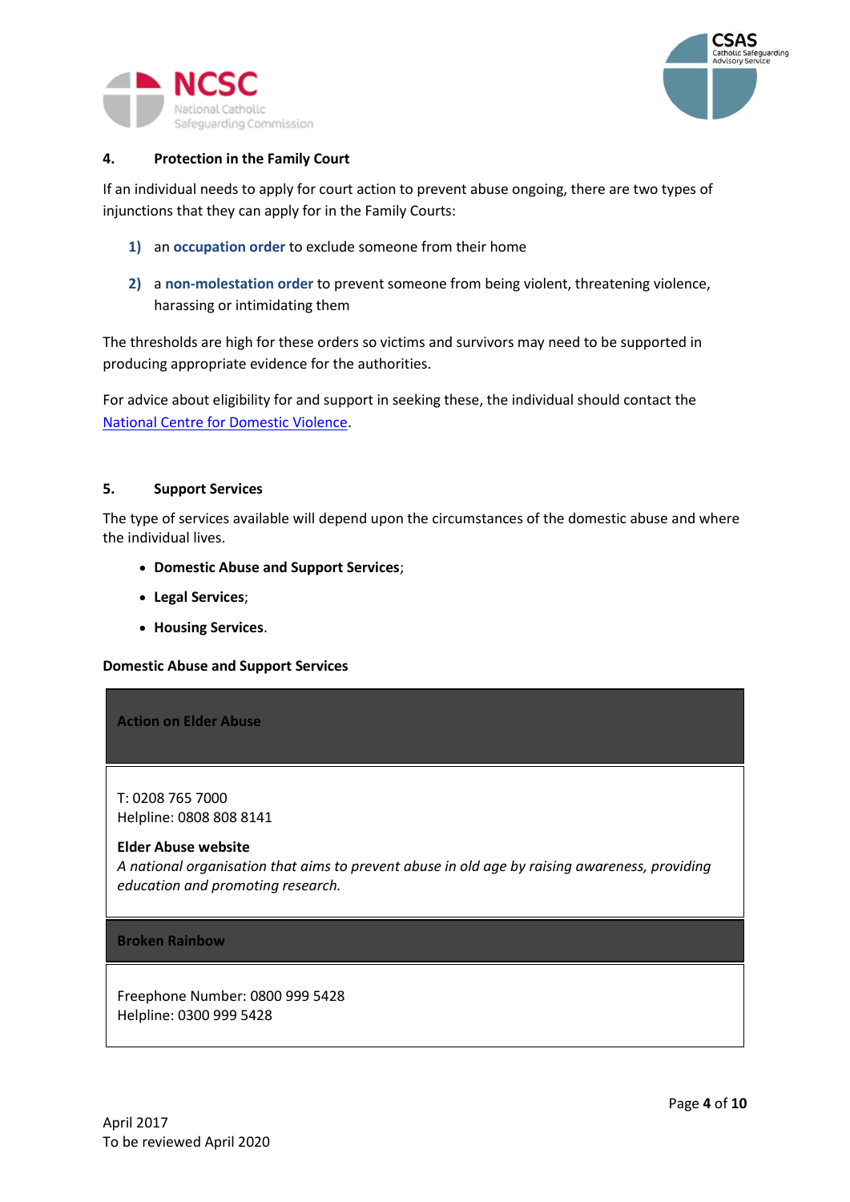### 4. Protection in the Family Court

If an individual needs to apply for court action to prevent abuse ongoing, there are two types of injunctions that they can apply for in the Family Courts:

1) an **occupation order** to exclude someone from their home
2) a **non-molestation order** to prevent someone from being violent, threatening violence, harassing or intimidating them

The thresholds are high for these orders so victims and survivors may need to be supported in producing appropriate evidence for the authorities.

For advice about eligibility for and support in seeking these, the individual should contact the National Centre for Domestic Violence.

### 5. Support Services

The type of services available will depend upon the circumstances of the domestic abuse and where the individual lives.

- **Domestic Abuse and Support Services**;
- **Legal Services**;
- **Housing Services**.

**Domestic Abuse and Support Services**

| **Action on Elder Abuse** |
|---|
| T: 0208 765 7000<br>Helpline: 0808 808 8141<br><br>**Elder Abuse website**<br>*A national organisation that aims to prevent abuse in old age by raising awareness, providing education and promoting research.* |
| **Broken Rainbow** |
| Freephone Number: 0800 999 5428<br>Helpline: 0300 999 5428 |

April 2017
To be reviewed April 2020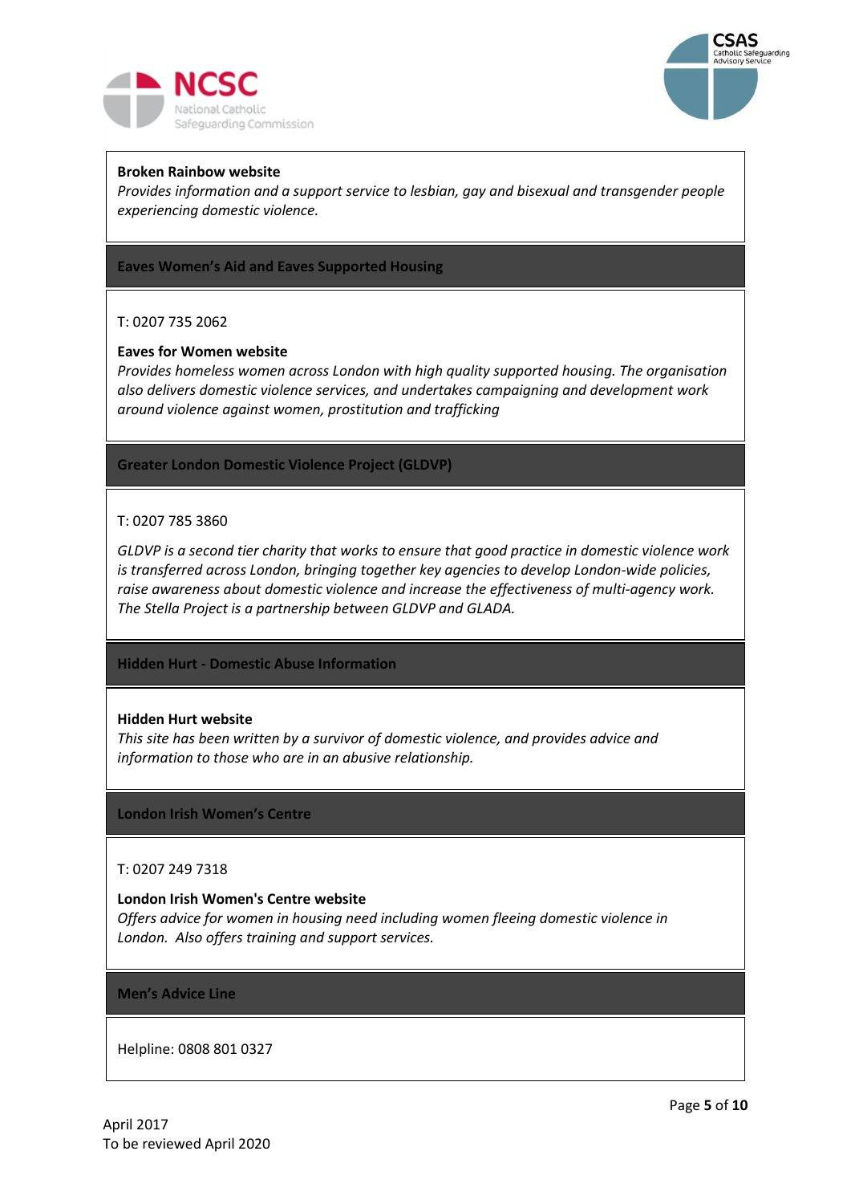**Broken Rainbow website**
*Provides information and a support service to lesbian, gay and bisexual and transgender people experiencing domestic violence.*

## Eaves Women's Aid and Eaves Supported Housing

T: 0207 735 2062

**Eaves for Women website**
*Provides homeless women across London with high quality supported housing. The organisation also delivers domestic violence services, and undertakes campaigning and development work around violence against women, prostitution and trafficking*

## Greater London Domestic Violence Project (GLDVP)

T: 0207 785 3860

*GLDVP is a second tier charity that works to ensure that good practice in domestic violence work is transferred across London, bringing together key agencies to develop London-wide policies, raise awareness about domestic violence and increase the effectiveness of multi-agency work. The Stella Project is a partnership between GLDVP and GLADA.*

## Hidden Hurt - Domestic Abuse Information

**Hidden Hurt website**
*This site has been written by a survivor of domestic violence, and provides advice and information to those who are in an abusive relationship.*

## London Irish Women's Centre

T: 0207 249 7318

**London Irish Women's Centre website**
*Offers advice for women in housing need including women fleeing domestic violence in London. Also offers training and support services.*

## Men's Advice Line

Helpline: 0808 801 0327

April 2017
To be reviewed April 2020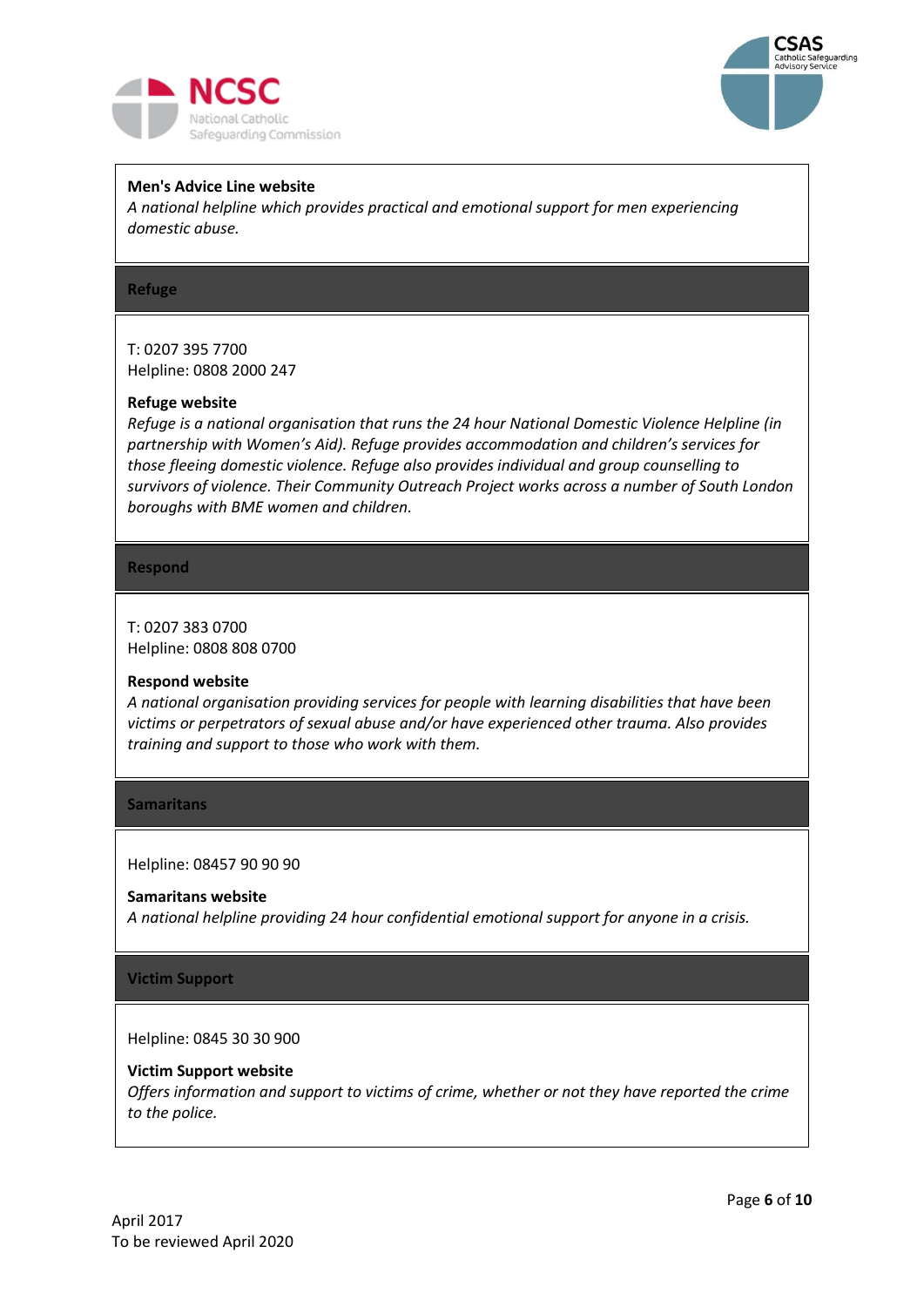**Men's Advice Line website**
*A national helpline which provides practical and emotional support for men experiencing domestic abuse.*

## Refuge

T: 0207 395 7700
Helpline: 0808 2000 247

**Refuge website**
*Refuge is a national organisation that runs the 24 hour National Domestic Violence Helpline (in partnership with Women's Aid). Refuge provides accommodation and children's services for those fleeing domestic violence. Refuge also provides individual and group counselling to survivors of violence. Their Community Outreach Project works across a number of South London boroughs with BME women and children.*

## Respond

T: 0207 383 0700
Helpline: 0808 808 0700

**Respond website**
*A national organisation providing services for people with learning disabilities that have been victims or perpetrators of sexual abuse and/or have experienced other trauma. Also provides training and support to those who work with them.*

## Samaritans

Helpline: 08457 90 90 90

**Samaritans website**
*A national helpline providing 24 hour confidential emotional support for anyone in a crisis.*

## Victim Support

Helpline: 0845 30 30 900

**Victim Support website**
*Offers information and support to victims of crime, whether or not they have reported the crime to the police.*

April 2017
To be reviewed April 2020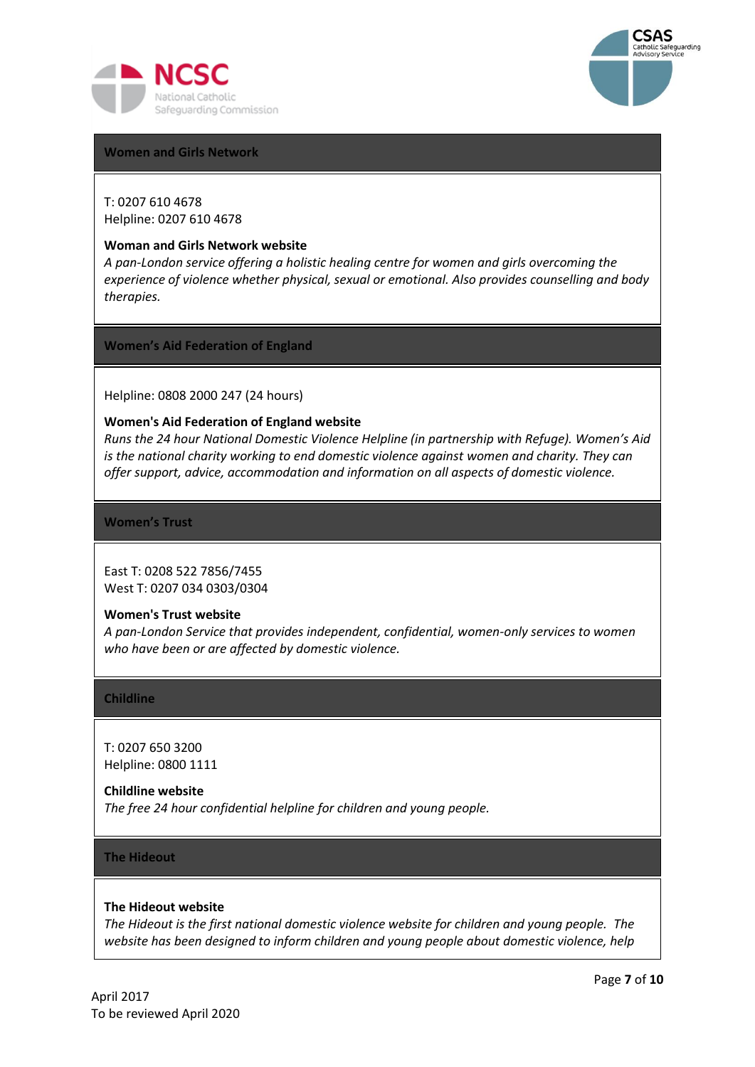## Women and Girls Network

T: 0207 610 4678
Helpline: 0207 610 4678

**Woman and Girls Network website**
*A pan-London service offering a holistic healing centre for women and girls overcoming the experience of violence whether physical, sexual or emotional. Also provides counselling and body therapies.*

## Women's Aid Federation of England

Helpline: 0808 2000 247 (24 hours)

**Women's Aid Federation of England website**
*Runs the 24 hour National Domestic Violence Helpline (in partnership with Refuge). Women's Aid is the national charity working to end domestic violence against women and charity. They can offer support, advice, accommodation and information on all aspects of domestic violence.*

## Women's Trust

East T: 0208 522 7856/7455
West T: 0207 034 0303/0304

**Women's Trust website**
*A pan-London Service that provides independent, confidential, women-only services to women who have been or are affected by domestic violence.*

## Childline

T: 0207 650 3200
Helpline: 0800 1111

**Childline website**
*The free 24 hour confidential helpline for children and young people.*

## The Hideout

**The Hideout website**
*The Hideout is the first national domestic violence website for children and young people. The website has been designed to inform children and young people about domestic violence, help*

April 2017
To be reviewed April 2020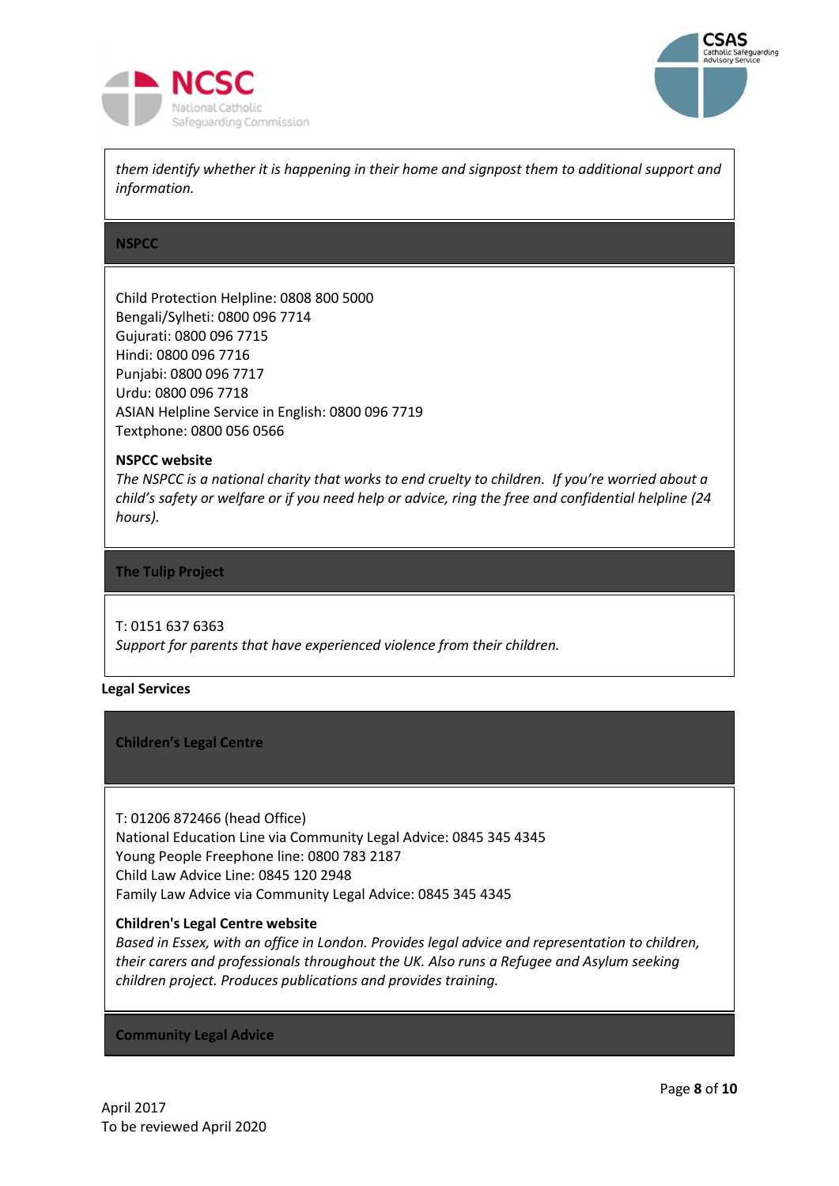*them identify whether it is happening in their home and signpost them to additional support and information.*

### NSPCC

Child Protection Helpline: 0808 800 5000
Bengali/Sylheti: 0800 096 7714
Gujurati: 0800 096 7715
Hindi: 0800 096 7716
Punjabi: 0800 096 7717
Urdu: 0800 096 7718
ASIAN Helpline Service in English: 0800 096 7719
Textphone: 0800 056 0566

**NSPCC website**
*The NSPCC is a national charity that works to end cruelty to children. If you're worried about a child's safety or welfare or if you need help or advice, ring the free and confidential helpline (24 hours).*

### The Tulip Project

T: 0151 637 6363
*Support for parents that have experienced violence from their children.*

**Legal Services**

### Children's Legal Centre

T: 01206 872466 (head Office)
National Education Line via Community Legal Advice: 0845 345 4345
Young People Freephone line: 0800 783 2187
Child Law Advice Line: 0845 120 2948
Family Law Advice via Community Legal Advice: 0845 345 4345

**Children's Legal Centre website**
*Based in Essex, with an office in London. Provides legal advice and representation to children, their carers and professionals throughout the UK. Also runs a Refugee and Asylum seeking children project. Produces publications and provides training.*

### Community Legal Advice

April 2017
To be reviewed April 2020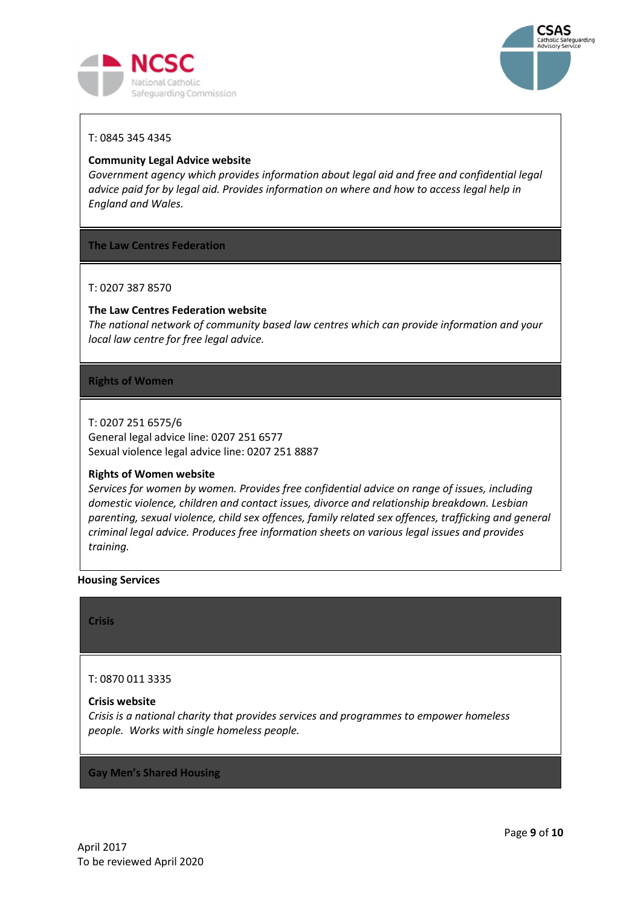T: 0845 345 4345

**Community Legal Advice website**
*Government agency which provides information about legal aid and free and confidential legal advice paid for by legal aid. Provides information on where and how to access legal help in England and Wales.*

### The Law Centres Federation

T: 0207 387 8570

**The Law Centres Federation website**
*The national network of community based law centres which can provide information and your local law centre for free legal advice.*

### Rights of Women

T: 0207 251 6575/6
General legal advice line: 0207 251 6577
Sexual violence legal advice line: 0207 251 8887

**Rights of Women website**
*Services for women by women. Provides free confidential advice on range of issues, including domestic violence, children and contact issues, divorce and relationship breakdown. Lesbian parenting, sexual violence, child sex offences, family related sex offences, trafficking and general criminal legal advice. Produces free information sheets on various legal issues and provides training.*

## Housing Services

### Crisis

T: 0870 011 3335

**Crisis website**
*Crisis is a national charity that provides services and programmes to empower homeless people. Works with single homeless people.*

### Gay Men's Shared Housing

April 2017
To be reviewed April 2020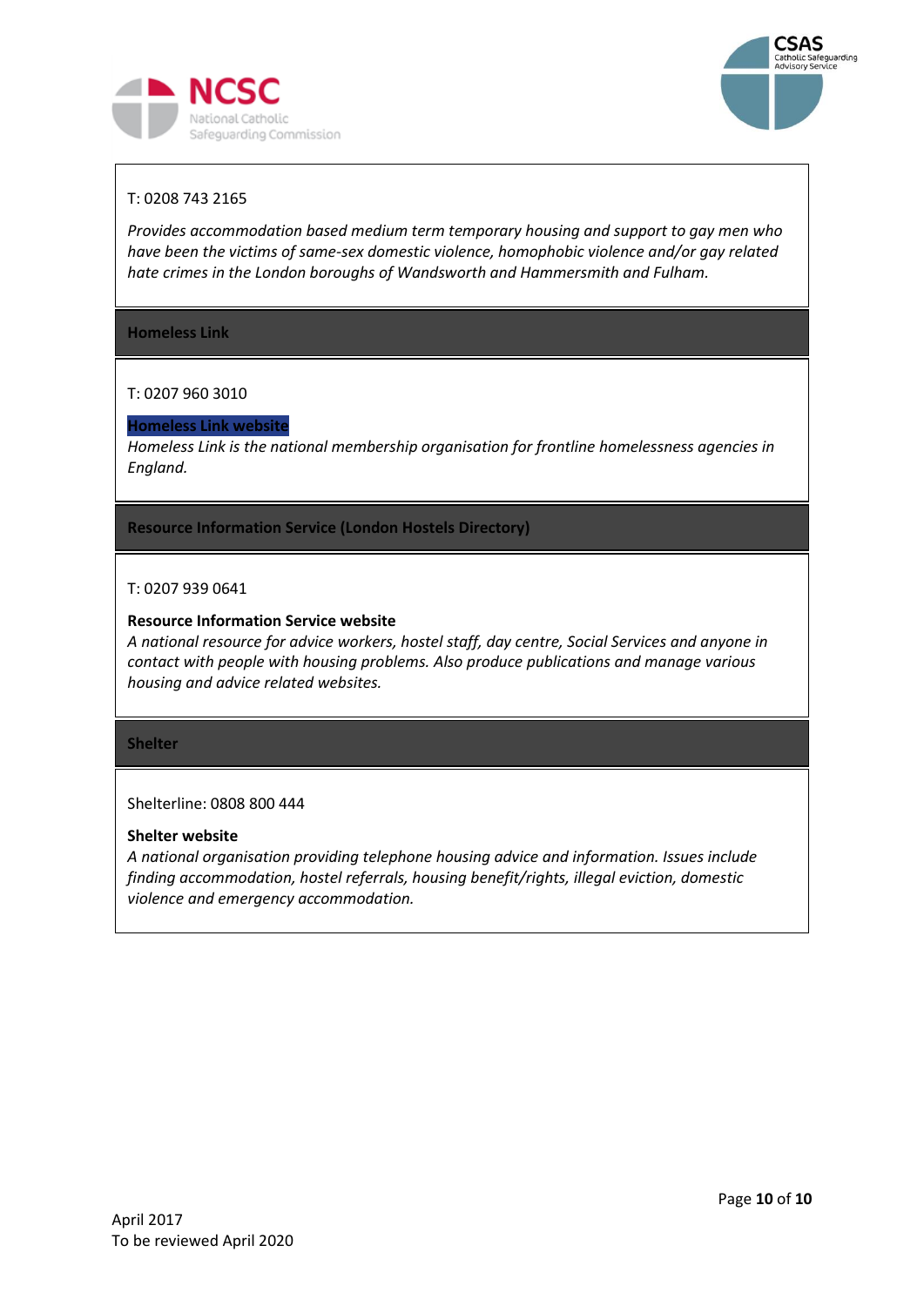T: 0208 743 2165

*Provides accommodation based medium term temporary housing and support to gay men who have been the victims of same-sex domestic violence, homophobic violence and/or gay related hate crimes in the London boroughs of Wandsworth and Hammersmith and Fulham.*

### Homeless Link

T: 0207 960 3010

**Homeless Link website**
*Homeless Link is the national membership organisation for frontline homelessness agencies in England.*

### Resource Information Service (London Hostels Directory)

T: 0207 939 0641

**Resource Information Service website**
*A national resource for advice workers, hostel staff, day centre, Social Services and anyone in contact with people with housing problems. Also produce publications and manage various housing and advice related websites.*

### Shelter

Shelterline: 0808 800 444

**Shelter website**
*A national organisation providing telephone housing advice and information. Issues include finding accommodation, hostel referrals, housing benefit/rights, illegal eviction, domestic violence and emergency accommodation.*

April 2017
To be reviewed April 2020